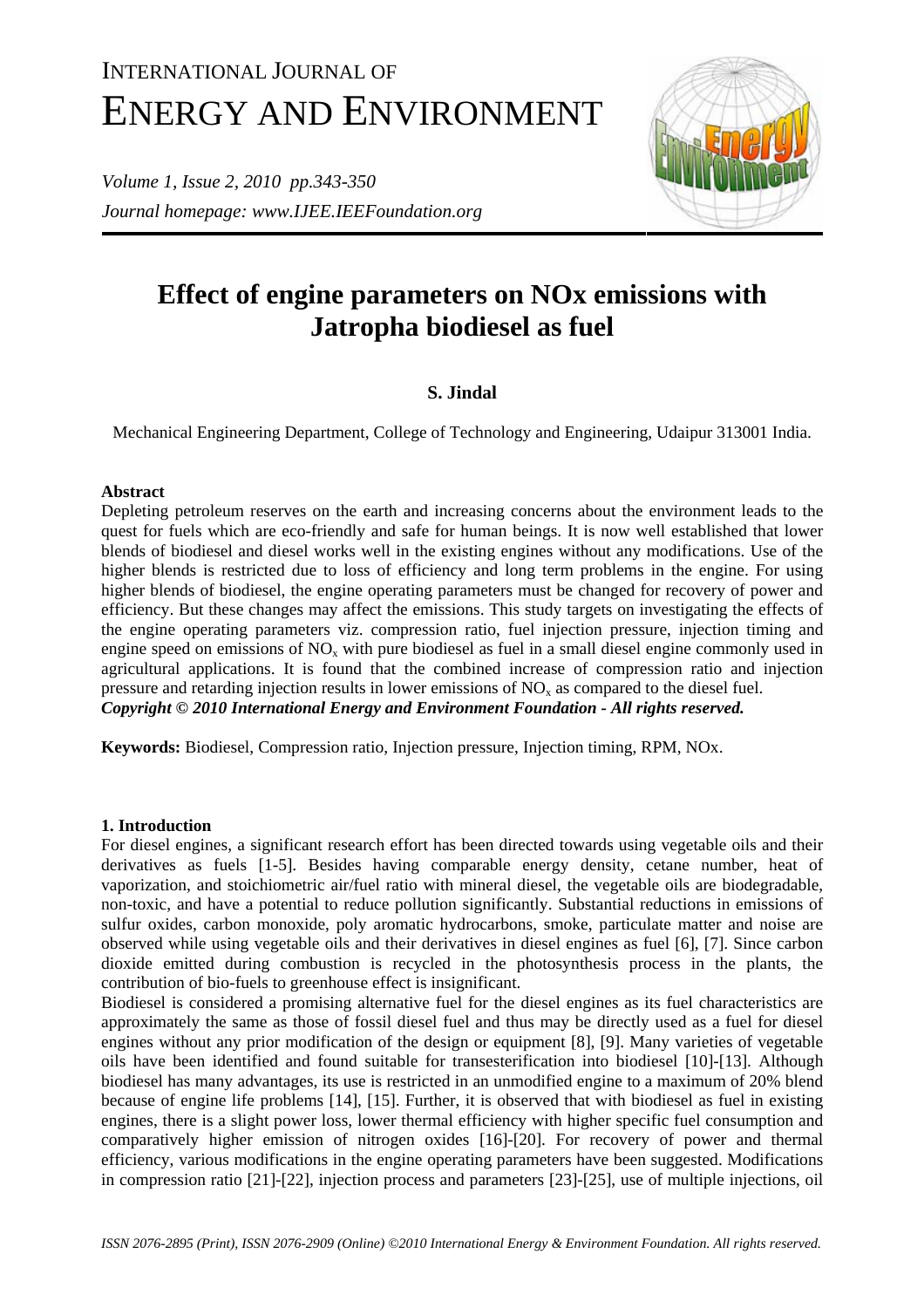# INTERNATIONAL JOURNAL OF ENERGY AND ENVIRONMENT

# Effect of engine parameters on NOx emissions with Jatropha biodiesel as fuel

**S. Jindal**

Mechanical Engineering Department, College of Technology and Engineering, Udaipur 313001 India.

### Abstract

Depleting petroleum reserves on the earth and increasing concerns about the environment leads to the quest for fuels which are eco-friendly and safe for human beings. It is now well established that lower blends of biodiesel and diesel works well in the existing engines without any modifications. Use of the higher blends is restricted due to loss of efficiency and long term problems in the engine. For using higher blends of biodiesel, the engine operating parameters must be changed for recovery of power and efficiency. But these changes may affect the emissions. This study targets on investigating the effects of the engine operating parameters viz. compression ratio, fuel injection pressure, injection timing and engine speed on emissions of $NO_x$ with pure biodiesel as fuel in a small diesel engine commonly used in agricultural applications. It is found that the combined increase of compression ratio and injection pressure and retarding injection results in lower emissions of $NO_x$ as compared to the diesel fuel.

***Copyright © 2010 International Energy and Environment Foundation - All rights reserved.***

**Keywords:** Biodiesel, Compression ratio, Injection pressure, Injection timing, RPM, NOx.

### 1. Introduction

For diesel engines, a significant research effort has been directed towards using vegetable oils and their derivatives as fuels [1-5]. Besides having comparable energy density, cetane number, heat of vaporization, and stoichiometric air/fuel ratio with mineral diesel, the vegetable oils are biodegradable, non-toxic, and have a potential to reduce pollution significantly. Substantial reductions in emissions of sulfur oxides, carbon monoxide, poly aromatic hydrocarbons, smoke, particulate matter and noise are observed while using vegetable oils and their derivatives in diesel engines as fuel [6], [7]. Since carbon dioxide emitted during combustion is recycled in the photosynthesis process in the plants, the contribution of bio-fuels to greenhouse effect is insignificant.

Biodiesel is considered a promising alternative fuel for the diesel engines as its fuel characteristics are approximately the same as those of fossil diesel fuel and thus may be directly used as a fuel for diesel engines without any prior modification of the design or equipment [8], [9]. Many varieties of vegetable oils have been identified and found suitable for transesterification into biodiesel [10]-[13]. Although biodiesel has many advantages, its use is restricted in an unmodified engine to a maximum of 20% blend because of engine life problems [14], [15]. Further, it is observed that with biodiesel as fuel in existing engines, there is a slight power loss, lower thermal efficiency with higher specific fuel consumption and comparatively higher emission of nitrogen oxides [16]-[20]. For recovery of power and thermal efficiency, various modifications in the engine operating parameters have been suggested. Modifications in compression ratio [21]-[22], injection process and parameters [23]-[25], use of multiple injections, oil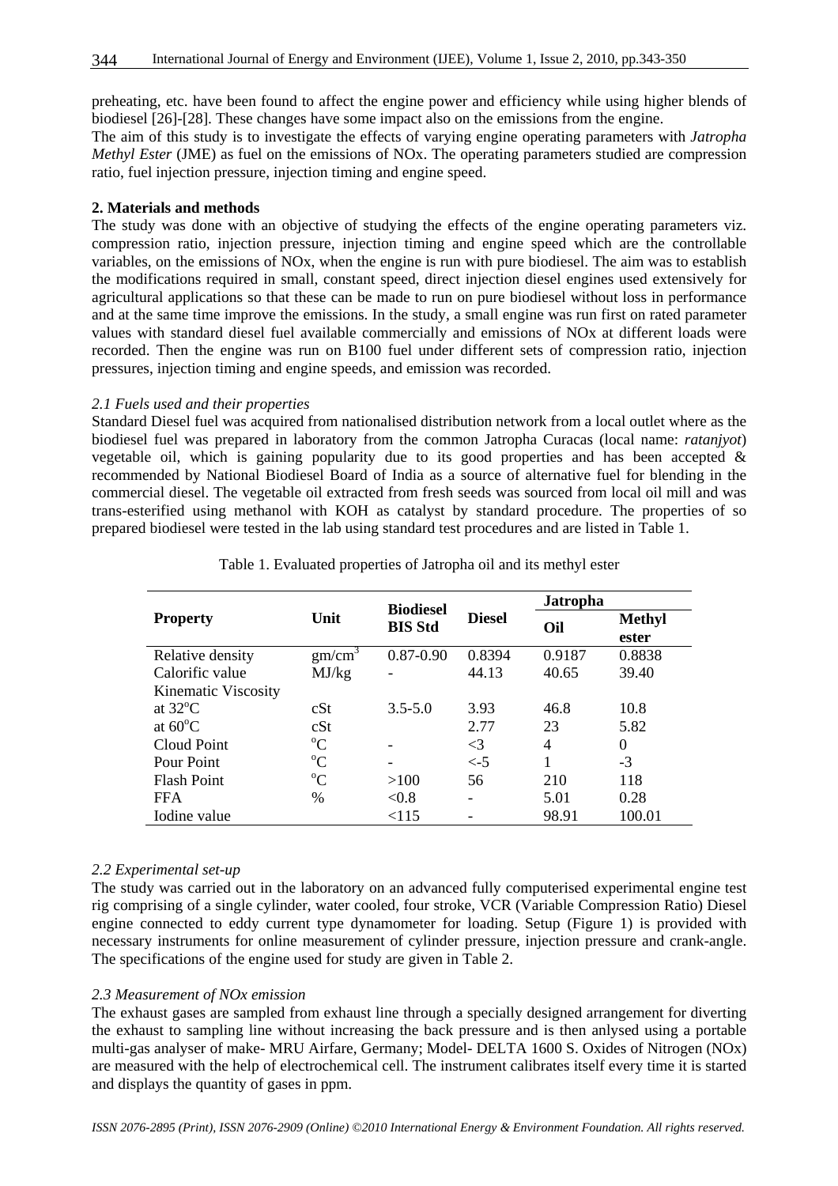preheating, etc. have been found to affect the engine power and efficiency while using higher blends of biodiesel [26]-[28]. These changes have some impact also on the emissions from the engine.

The aim of this study is to investigate the effects of varying engine operating parameters with *Jatropha Methyl Ester* (JME) as fuel on the emissions of NOx. The operating parameters studied are compression ratio, fuel injection pressure, injection timing and engine speed.

## 2. Materials and methods

The study was done with an objective of studying the effects of the engine operating parameters viz. compression ratio, injection pressure, injection timing and engine speed which are the controllable variables, on the emissions of NOx, when the engine is run with pure biodiesel. The aim was to establish the modifications required in small, constant speed, direct injection diesel engines used extensively for agricultural applications so that these can be made to run on pure biodiesel without loss in performance and at the same time improve the emissions. In the study, a small engine was run first on rated parameter values with standard diesel fuel available commercially and emissions of NOx at different loads were recorded. Then the engine was run on B100 fuel under different sets of compression ratio, injection pressures, injection timing and engine speeds, and emission was recorded.

### *2.1 Fuels used and their properties*

Standard Diesel fuel was acquired from nationalised distribution network from a local outlet where as the biodiesel fuel was prepared in laboratory from the common Jatropha Curacas (local name: *ratanjyot*) vegetable oil, which is gaining popularity due to its good properties and has been accepted & recommended by National Biodiesel Board of India as a source of alternative fuel for blending in the commercial diesel. The vegetable oil extracted from fresh seeds was sourced from local oil mill and was trans-esterified using methanol with KOH as catalyst by standard procedure. The properties of so prepared biodiesel were tested in the lab using standard test procedures and are listed in Table 1.

Table 1. Evaluated properties of Jatropha oil and its methyl ester

| Property | Unit | Biodiesel BIS Std | Diesel | Jatropha | |
|---|---|---|---|---|---|
| | | | | Oil | Methyl ester |
| Relative density | gm/cm$^3$ | 0.87-0.90 | 0.8394 | 0.9187 | 0.8838 |
| Calorific value | MJ/kg | - | 44.13 | 40.65 | 39.40 |
| Kinematic Viscosity | | | | | |
| at 32$^o$C | cSt | 3.5-5.0 | 3.93 | 46.8 | 10.8 |
| at 60$^o$C | cSt | | 2.77 | 23 | 5.82 |
| Cloud Point | $^o$C | - | <3 | 4 | 0 |
| Pour Point | $^o$C | - | <-5 | 1 | -3 |
| Flash Point | $^o$C | >100 | 56 | 210 | 118 |
| FFA | % | <0.8 | - | 5.01 | 0.28 |
| Iodine value | | <115 | - | 98.91 | 100.01 |

### *2.2 Experimental set-up*

The study was carried out in the laboratory on an advanced fully computerised experimental engine test rig comprising of a single cylinder, water cooled, four stroke, VCR (Variable Compression Ratio) Diesel engine connected to eddy current type dynamometer for loading. Setup (Figure 1) is provided with necessary instruments for online measurement of cylinder pressure, injection pressure and crank-angle. The specifications of the engine used for study are given in Table 2.

### *2.3 Measurement of NOx emission*

The exhaust gases are sampled from exhaust line through a specially designed arrangement for diverting the exhaust to sampling line without increasing the back pressure and is then anlysed using a portable multi-gas analyser of make- MRU Airfare, Germany; Model- DELTA 1600 S. Oxides of Nitrogen (NOx) are measured with the help of electrochemical cell. The instrument calibrates itself every time it is started and displays the quantity of gases in ppm.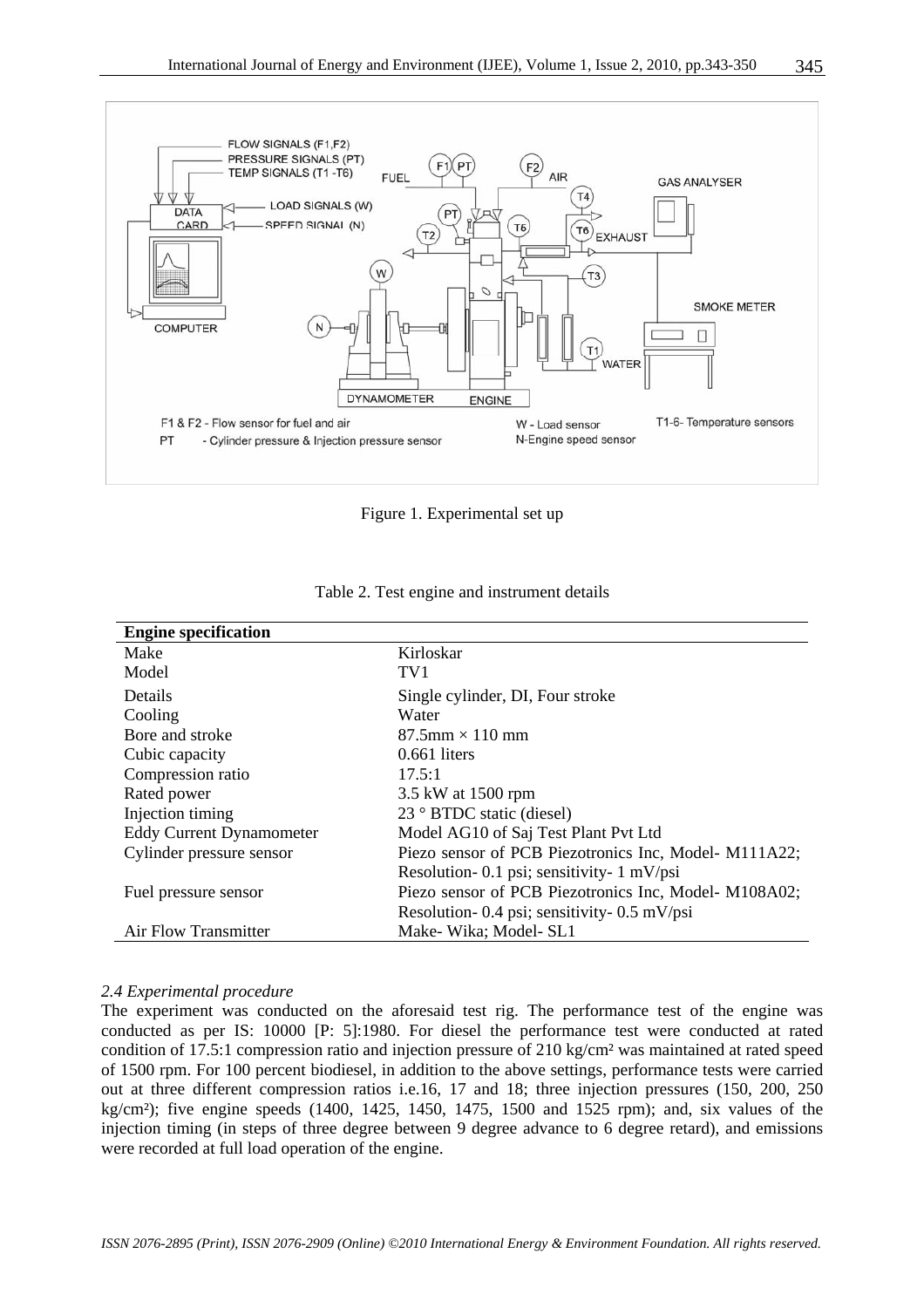Figure 1. Experimental set up

Table 2. Test engine and instrument details

| Engine specification | |
|---|---|
| Make | Kirloskar |
| Model | TV1 |
| Details | Single cylinder, DI, Four stroke |
| Cooling | Water |
| Bore and stroke | 87.5mm × 110 mm |
| Cubic capacity | 0.661 liters |
| Compression ratio | 17.5:1 |
| Rated power | 3.5 kW at 1500 rpm |
| Injection timing | 23 ° BTDC static (diesel) |
| Eddy Current Dynamometer | Model AG10 of Saj Test Plant Pvt Ltd |
| Cylinder pressure sensor | Piezo sensor of PCB Piezotronics Inc, Model- M111A22; Resolution- 0.1 psi; sensitivity- 1 mV/psi |
| Fuel pressure sensor | Piezo sensor of PCB Piezotronics Inc, Model- M108A02; Resolution- 0.4 psi; sensitivity- 0.5 mV/psi |
| Air Flow Transmitter | Make- Wika; Model- SL1 |

*2.4 Experimental procedure*

The experiment was conducted on the aforesaid test rig. The performance test of the engine was conducted as per IS: 10000 [P: 5]:1980. For diesel the performance test were conducted at rated condition of 17.5:1 compression ratio and injection pressure of 210 kg/cm² was maintained at rated speed of 1500 rpm. For 100 percent biodiesel, in addition to the above settings, performance tests were carried out at three different compression ratios i.e.16, 17 and 18; three injection pressures (150, 200, 250 kg/cm²); five engine speeds (1400, 1425, 1450, 1475, 1500 and 1525 rpm); and, six values of the injection timing (in steps of three degree between 9 degree advance to 6 degree retard), and emissions were recorded at full load operation of the engine.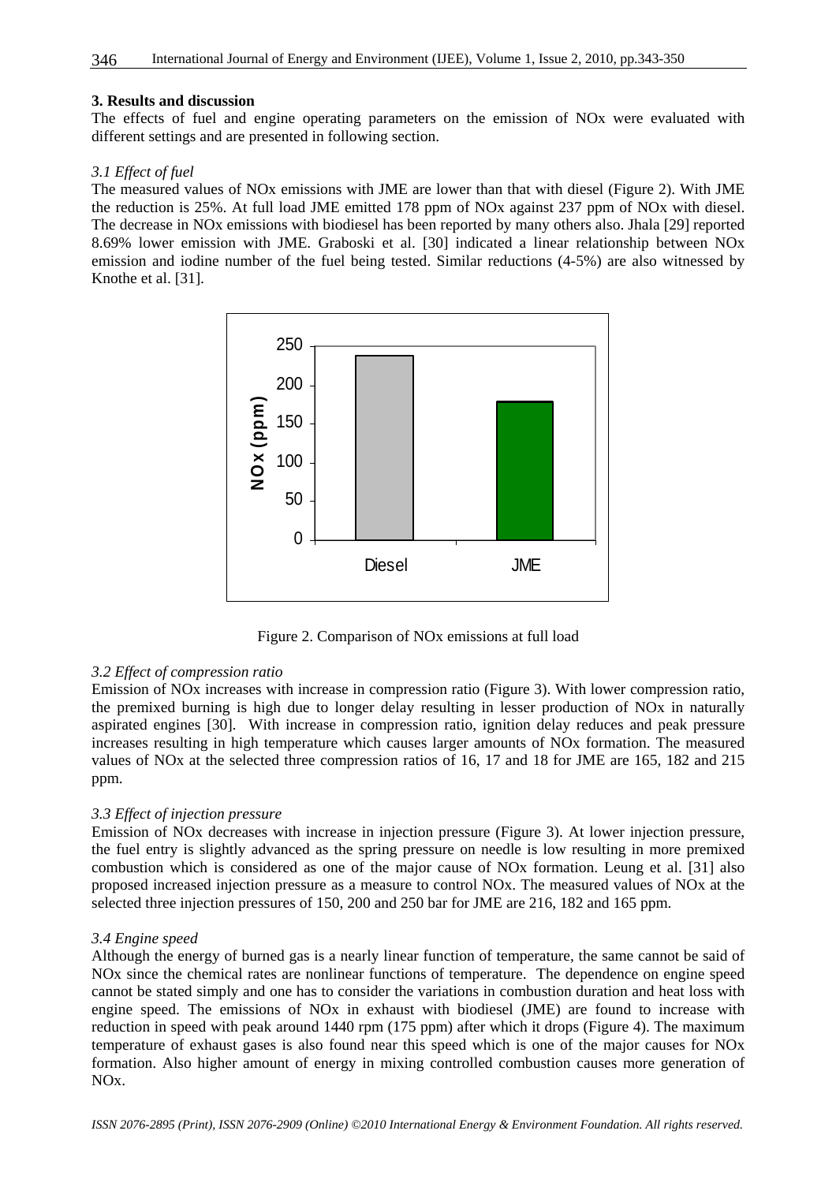## 3. Results and discussion

The effects of fuel and engine operating parameters on the emission of NOx were evaluated with different settings and are presented in following section.

### *3.1 Effect of fuel*

The measured values of NOx emissions with JME are lower than that with diesel (Figure 2). With JME the reduction is 25%. At full load JME emitted 178 ppm of NOx against 237 ppm of NOx with diesel. The decrease in NOx emissions with biodiesel has been reported by many others also. Jhala [29] reported 8.69% lower emission with JME. Graboski et al. [30] indicated a linear relationship between NOx emission and iodine number of the fuel being tested. Similar reductions (4-5%) are also witnessed by Knothe et al. [31].

Figure 2. Comparison of NOx emissions at full load

### *3.2 Effect of compression ratio*

Emission of NOx increases with increase in compression ratio (Figure 3). With lower compression ratio, the premixed burning is high due to longer delay resulting in lesser production of NOx in naturally aspirated engines [30]. With increase in compression ratio, ignition delay reduces and peak pressure increases resulting in high temperature which causes larger amounts of NOx formation. The measured values of NOx at the selected three compression ratios of 16, 17 and 18 for JME are 165, 182 and 215 ppm.

### *3.3 Effect of injection pressure*

Emission of NOx decreases with increase in injection pressure (Figure 3). At lower injection pressure, the fuel entry is slightly advanced as the spring pressure on needle is low resulting in more premixed combustion which is considered as one of the major cause of NOx formation. Leung et al. [31] also proposed increased injection pressure as a measure to control NOx. The measured values of NOx at the selected three injection pressures of 150, 200 and 250 bar for JME are 216, 182 and 165 ppm.

### *3.4 Engine speed*

Although the energy of burned gas is a nearly linear function of temperature, the same cannot be said of NOx since the chemical rates are nonlinear functions of temperature. The dependence on engine speed cannot be stated simply and one has to consider the variations in combustion duration and heat loss with engine speed. The emissions of NOx in exhaust with biodiesel (JME) are found to increase with reduction in speed with peak around 1440 rpm (175 ppm) after which it drops (Figure 4). The maximum temperature of exhaust gases is also found near this speed which is one of the major causes for NOx formation. Also higher amount of energy in mixing controlled combustion causes more generation of NOx.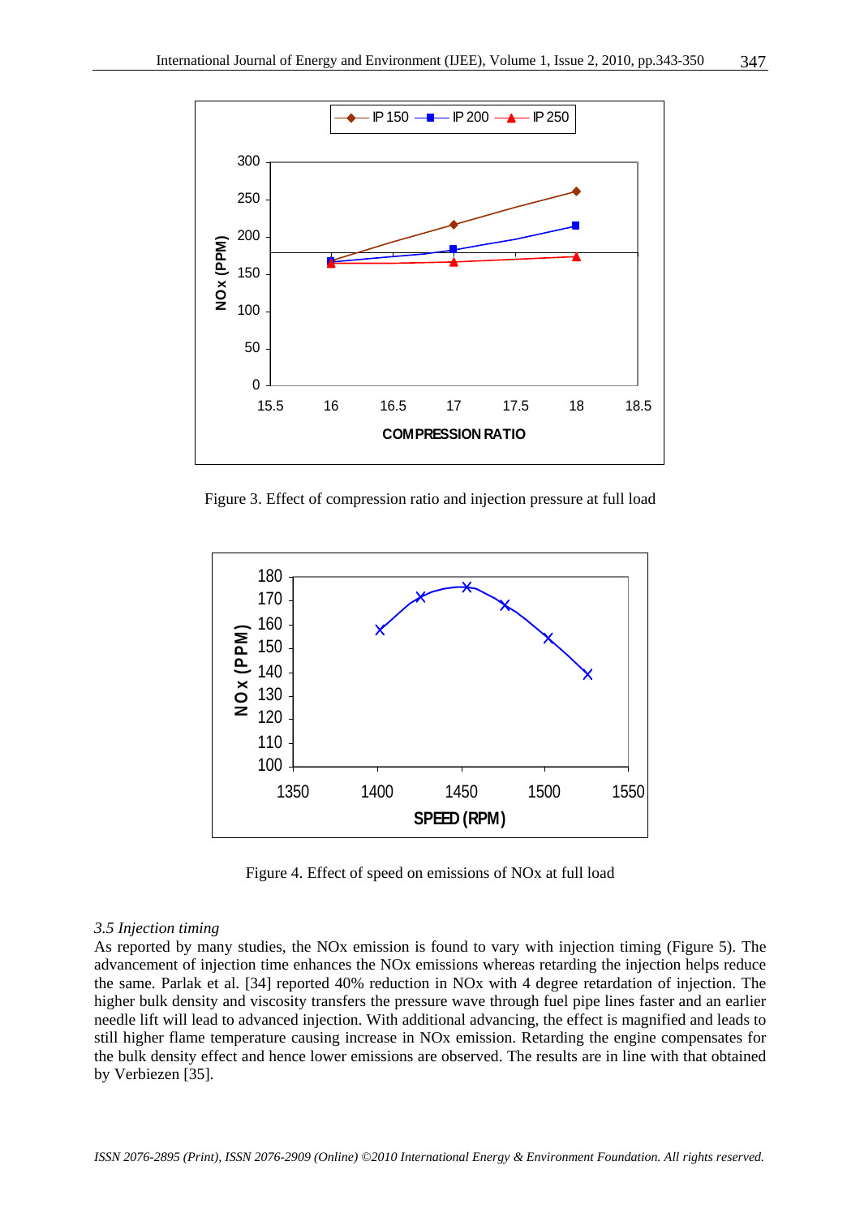Figure 3. Effect of compression ratio and injection pressure at full load

Figure 4. Effect of speed on emissions of NOx at full load

### *3.5 Injection timing*

As reported by many studies, the NOx emission is found to vary with injection timing (Figure 5). The advancement of injection time enhances the NOx emissions whereas retarding the injection helps reduce the same. Parlak et al. [34] reported 40% reduction in NOx with 4 degree retardation of injection. The higher bulk density and viscosity transfers the pressure wave through fuel pipe lines faster and an earlier needle lift will lead to advanced injection. With additional advancing, the effect is magnified and leads to still higher flame temperature causing increase in NOx emission. Retarding the engine compensates for the bulk density effect and hence lower emissions are observed. The results are in line with that obtained by Verbiezen [35].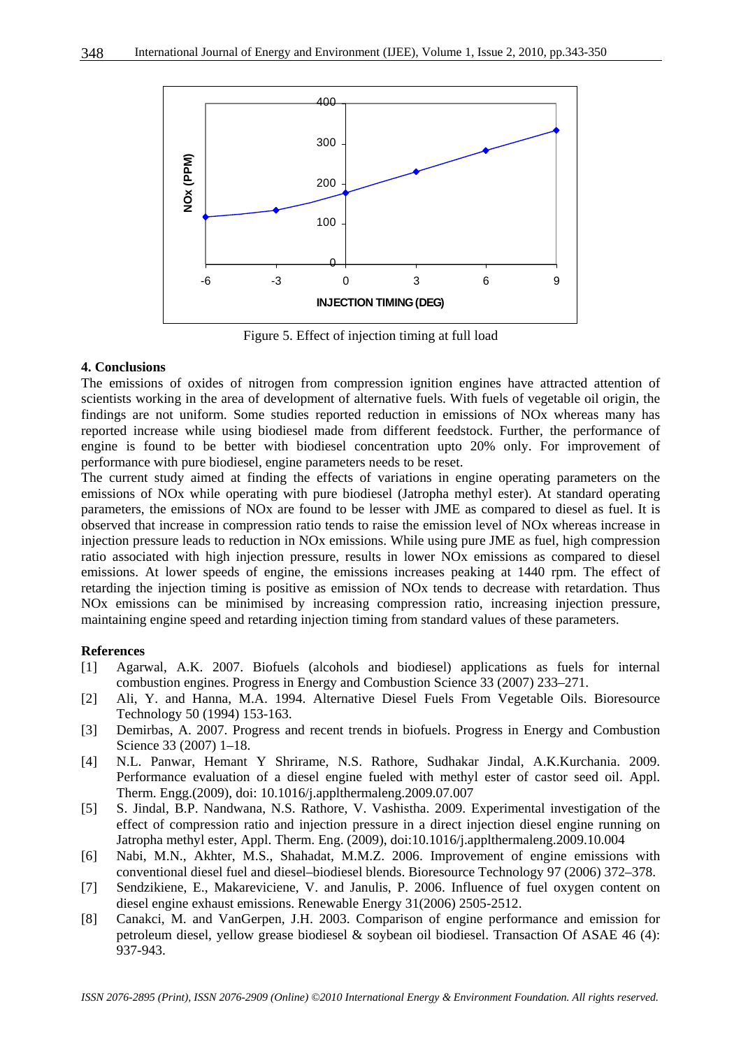Figure 5. Effect of injection timing at full load

### 4. Conclusions

The emissions of oxides of nitrogen from compression ignition engines have attracted attention of scientists working in the area of development of alternative fuels. With fuels of vegetable oil origin, the findings are not uniform. Some studies reported reduction in emissions of NOx whereas many has reported increase while using biodiesel made from different feedstock. Further, the performance of engine is found to be better with biodiesel concentration upto 20% only. For improvement of performance with pure biodiesel, engine parameters needs to be reset.

The current study aimed at finding the effects of variations in engine operating parameters on the emissions of NOx while operating with pure biodiesel (Jatropha methyl ester). At standard operating parameters, the emissions of NOx are found to be lesser with JME as compared to diesel as fuel. It is observed that increase in compression ratio tends to raise the emission level of NOx whereas increase in injection pressure leads to reduction in NOx emissions. While using pure JME as fuel, high compression ratio associated with high injection pressure, results in lower NOx emissions as compared to diesel emissions. At lower speeds of engine, the emissions increases peaking at 1440 rpm. The effect of retarding the injection timing is positive as emission of NOx tends to decrease with retardation. Thus NOx emissions can be minimised by increasing compression ratio, increasing injection pressure, maintaining engine speed and retarding injection timing from standard values of these parameters.

### References

[1] Agarwal, A.K. 2007. Biofuels (alcohols and biodiesel) applications as fuels for internal combustion engines. Progress in Energy and Combustion Science 33 (2007) 233–271.

[2] Ali, Y. and Hanna, M.A. 1994. Alternative Diesel Fuels From Vegetable Oils. Bioresource Technology 50 (1994) 153-163.

[3] Demirbas, A. 2007. Progress and recent trends in biofuels. Progress in Energy and Combustion Science 33 (2007) 1–18.

[4] N.L. Panwar, Hemant Y Shrirame, N.S. Rathore, Sudhakar Jindal, A.K.Kurchania. 2009. Performance evaluation of a diesel engine fueled with methyl ester of castor seed oil. Appl. Therm. Engg.(2009), doi: 10.1016/j.applthermaleng.2009.07.007

[5] S. Jindal, B.P. Nandwana, N.S. Rathore, V. Vashistha. 2009. Experimental investigation of the effect of compression ratio and injection pressure in a direct injection diesel engine running on Jatropha methyl ester, Appl. Therm. Eng. (2009), doi:10.1016/j.applthermaleng.2009.10.004

[6] Nabi, M.N., Akhter, M.S., Shahadat, M.M.Z. 2006. Improvement of engine emissions with conventional diesel fuel and diesel–biodiesel blends. Bioresource Technology 97 (2006) 372–378.

[7] Sendzikiene, E., Makareviciene, V. and Janulis, P. 2006. Influence of fuel oxygen content on diesel engine exhaust emissions. Renewable Energy 31(2006) 2505-2512.

[8] Canakci, M. and VanGerpen, J.H. 2003. Comparison of engine performance and emission for petroleum diesel, yellow grease biodiesel & soybean oil biodiesel. Transaction Of ASAE 46 (4): 937-943.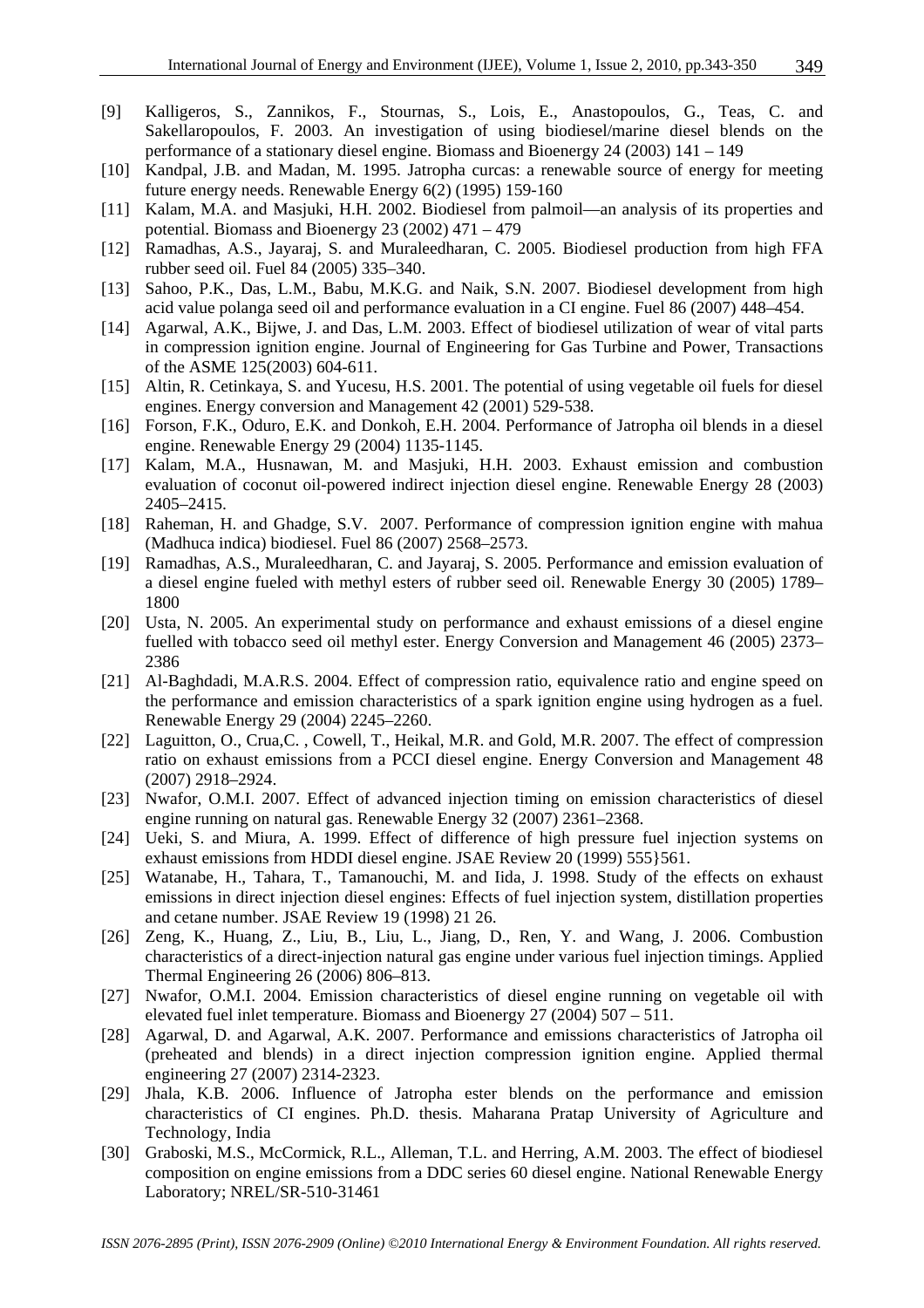[9] Kalligeros, S., Zannikos, F., Stournas, S., Lois, E., Anastopoulos, G., Teas, C. and Sakellaropoulos, F. 2003. An investigation of using biodiesel/marine diesel blends on the performance of a stationary diesel engine. Biomass and Bioenergy 24 (2003) 141 – 149

[10] Kandpal, J.B. and Madan, M. 1995. Jatropha curcas: a renewable source of energy for meeting future energy needs. Renewable Energy 6(2) (1995) 159-160

[11] Kalam, M.A. and Masjuki, H.H. 2002. Biodiesel from palmoil—an analysis of its properties and potential. Biomass and Bioenergy 23 (2002) 471 – 479

[12] Ramadhas, A.S., Jayaraj, S. and Muraleedharan, C. 2005. Biodiesel production from high FFA rubber seed oil. Fuel 84 (2005) 335–340.

[13] Sahoo, P.K., Das, L.M., Babu, M.K.G. and Naik, S.N. 2007. Biodiesel development from high acid value polanga seed oil and performance evaluation in a CI engine. Fuel 86 (2007) 448–454.

[14] Agarwal, A.K., Bijwe, J. and Das, L.M. 2003. Effect of biodiesel utilization of wear of vital parts in compression ignition engine. Journal of Engineering for Gas Turbine and Power, Transactions of the ASME 125(2003) 604-611.

[15] Altin, R. Cetinkaya, S. and Yucesu, H.S. 2001. The potential of using vegetable oil fuels for diesel engines. Energy conversion and Management 42 (2001) 529-538.

[16] Forson, F.K., Oduro, E.K. and Donkoh, E.H. 2004. Performance of Jatropha oil blends in a diesel engine. Renewable Energy 29 (2004) 1135-1145.

[17] Kalam, M.A., Husnawan, M. and Masjuki, H.H. 2003. Exhaust emission and combustion evaluation of coconut oil-powered indirect injection diesel engine. Renewable Energy 28 (2003) 2405–2415.

[18] Raheman, H. and Ghadge, S.V. 2007. Performance of compression ignition engine with mahua (Madhuca indica) biodiesel. Fuel 86 (2007) 2568–2573.

[19] Ramadhas, A.S., Muraleedharan, C. and Jayaraj, S. 2005. Performance and emission evaluation of a diesel engine fueled with methyl esters of rubber seed oil. Renewable Energy 30 (2005) 1789–1800

[20] Usta, N. 2005. An experimental study on performance and exhaust emissions of a diesel engine fuelled with tobacco seed oil methyl ester. Energy Conversion and Management 46 (2005) 2373–2386

[21] Al-Baghdadi, M.A.R.S. 2004. Effect of compression ratio, equivalence ratio and engine speed on the performance and emission characteristics of a spark ignition engine using hydrogen as a fuel. Renewable Energy 29 (2004) 2245–2260.

[22] Laguitton, O., Crua,C. , Cowell, T., Heikal, M.R. and Gold, M.R. 2007. The effect of compression ratio on exhaust emissions from a PCCI diesel engine. Energy Conversion and Management 48 (2007) 2918–2924.

[23] Nwafor, O.M.I. 2007. Effect of advanced injection timing on emission characteristics of diesel engine running on natural gas. Renewable Energy 32 (2007) 2361–2368.

[24] Ueki, S. and Miura, A. 1999. Effect of difference of high pressure fuel injection systems on exhaust emissions from HDDI diesel engine. JSAE Review 20 (1999) 555}561.

[25] Watanabe, H., Tahara, T., Tamanouchi, M. and Iida, J. 1998. Study of the effects on exhaust emissions in direct injection diesel engines: Effects of fuel injection system, distillation properties and cetane number. JSAE Review 19 (1998) 21 26.

[26] Zeng, K., Huang, Z., Liu, B., Liu, L., Jiang, D., Ren, Y. and Wang, J. 2006. Combustion characteristics of a direct-injection natural gas engine under various fuel injection timings. Applied Thermal Engineering 26 (2006) 806–813.

[27] Nwafor, O.M.I. 2004. Emission characteristics of diesel engine running on vegetable oil with elevated fuel inlet temperature. Biomass and Bioenergy 27 (2004) 507 – 511.

[28] Agarwal, D. and Agarwal, A.K. 2007. Performance and emissions characteristics of Jatropha oil (preheated and blends) in a direct injection compression ignition engine. Applied thermal engineering 27 (2007) 2314-2323.

[29] Jhala, K.B. 2006. Influence of Jatropha ester blends on the performance and emission characteristics of CI engines. Ph.D. thesis. Maharana Pratap University of Agriculture and Technology, India

[30] Graboski, M.S., McCormick, R.L., Alleman, T.L. and Herring, A.M. 2003. The effect of biodiesel composition on engine emissions from a DDC series 60 diesel engine. National Renewable Energy Laboratory; NREL/SR-510-31461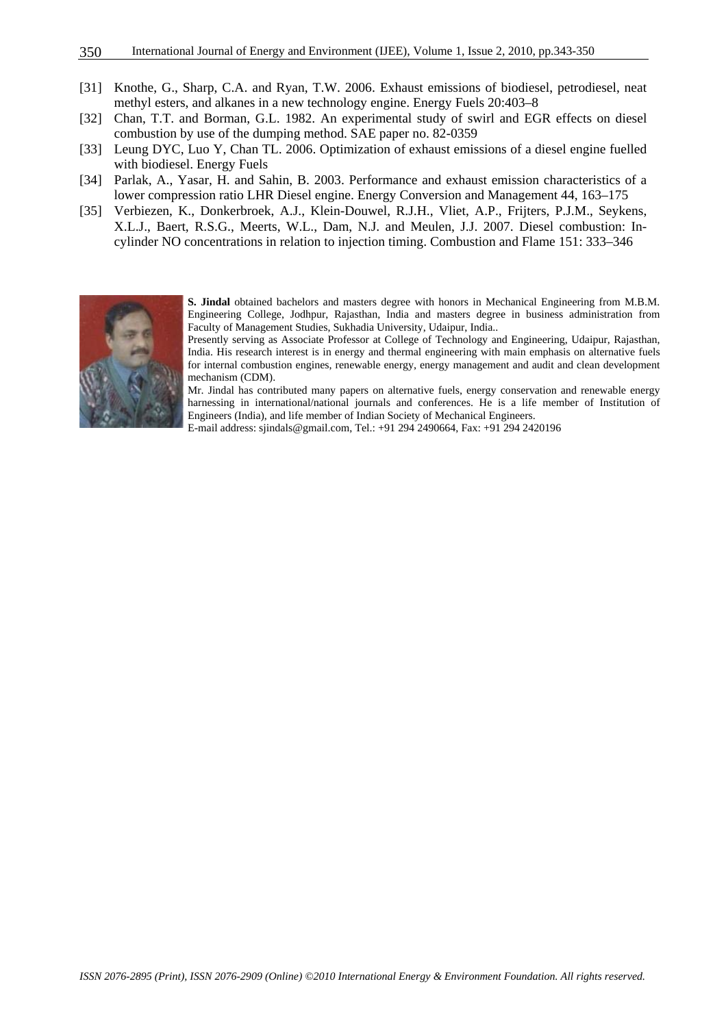[31] Knothe, G., Sharp, C.A. and Ryan, T.W. 2006. Exhaust emissions of biodiesel, petrodiesel, neat methyl esters, and alkanes in a new technology engine. Energy Fuels 20:403–8

[32] Chan, T.T. and Borman, G.L. 1982. An experimental study of swirl and EGR effects on diesel combustion by use of the dumping method. SAE paper no. 82-0359

[33] Leung DYC, Luo Y, Chan TL. 2006. Optimization of exhaust emissions of a diesel engine fuelled with biodiesel. Energy Fuels

[34] Parlak, A., Yasar, H. and Sahin, B. 2003. Performance and exhaust emission characteristics of a lower compression ratio LHR Diesel engine. Energy Conversion and Management 44, 163–175

[35] Verbiezen, K., Donkerbroek, A.J., Klein-Douwel, R.J.H., Vliet, A.P., Frijters, P.J.M., Seykens, X.L.J., Baert, R.S.G., Meerts, W.L., Dam, N.J. and Meulen, J.J. 2007. Diesel combustion: In-cylinder NO concentrations in relation to injection timing. Combustion and Flame 151: 333–346

**S. Jindal** obtained bachelors and masters degree with honors in Mechanical Engineering from M.B.M. Engineering College, Jodhpur, Rajasthan, India and masters degree in business administration from Faculty of Management Studies, Sukhadia University, Udaipur, India..

Presently serving as Associate Professor at College of Technology and Engineering, Udaipur, Rajasthan, India. His research interest is in energy and thermal engineering with main emphasis on alternative fuels for internal combustion engines, renewable energy, energy management and audit and clean development mechanism (CDM).

Mr. Jindal has contributed many papers on alternative fuels, energy conservation and renewable energy harnessing in international/national journals and conferences. He is a life member of Institution of Engineers (India), and life member of Indian Society of Mechanical Engineers.

E-mail address: sjindals@gmail.com, Tel.: +91 294 2490664, Fax: +91 294 2420196